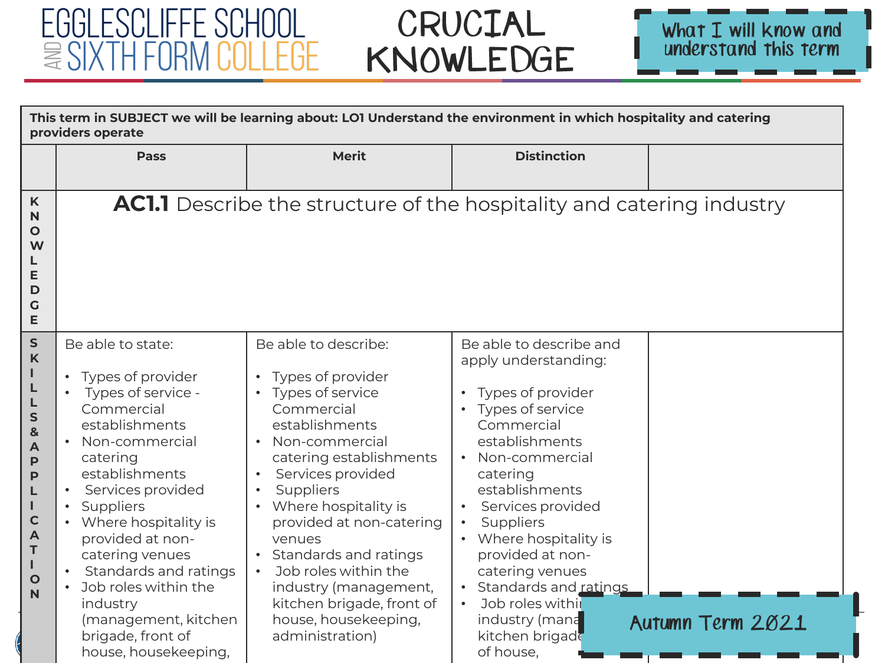# EGGLESCLIFFE SCHOOL AND SIXTH FORM COLLEGE

# CRUCIAL KNOWLEDGE

**What I will know and understand this term**

| **This term in SUBJECT we will be learning about: LO1 Understand the environment in which hospitality and catering providers operate** | | | | |
|---|---|---|---|---|
| | **Pass** | **Merit** | **Distinction** | |
| **KNOWLEDGE** | **AC1.1** Describe the structure of the hospitality and catering industry | | | |
| **SKILLS & APPLICATION** | Be able to state:<br><br>• Types of provider<br>• Types of service - Commercial establishments<br>• Non-commercial catering establishments<br>• Services provided<br>• Suppliers<br>• Where hospitality is provided at non-catering venues<br>• Standards and ratings<br>• Job roles within the industry (management, kitchen brigade, front of house, housekeeping, | Be able to describe:<br><br>• Types of provider<br>• Types of service Commercial establishments<br>• Non-commercial catering establishments<br>• Services provided<br>• Suppliers<br>• Where hospitality is provided at non-catering venues<br>• Standards and ratings<br>• Job roles within the industry (management, kitchen brigade, front of house, housekeeping, administration) | Be able to describe and apply understanding:<br><br>• Types of provider<br>• Types of service Commercial establishments<br>• Non-commercial catering establishments<br>• Services provided<br>• Suppliers<br>• Where hospitality is provided at non-catering venues<br>• Standards and ratings<br>• Job roles within the industry (mana... kitchen brigade... of house, | |

**Autumn Term 2021**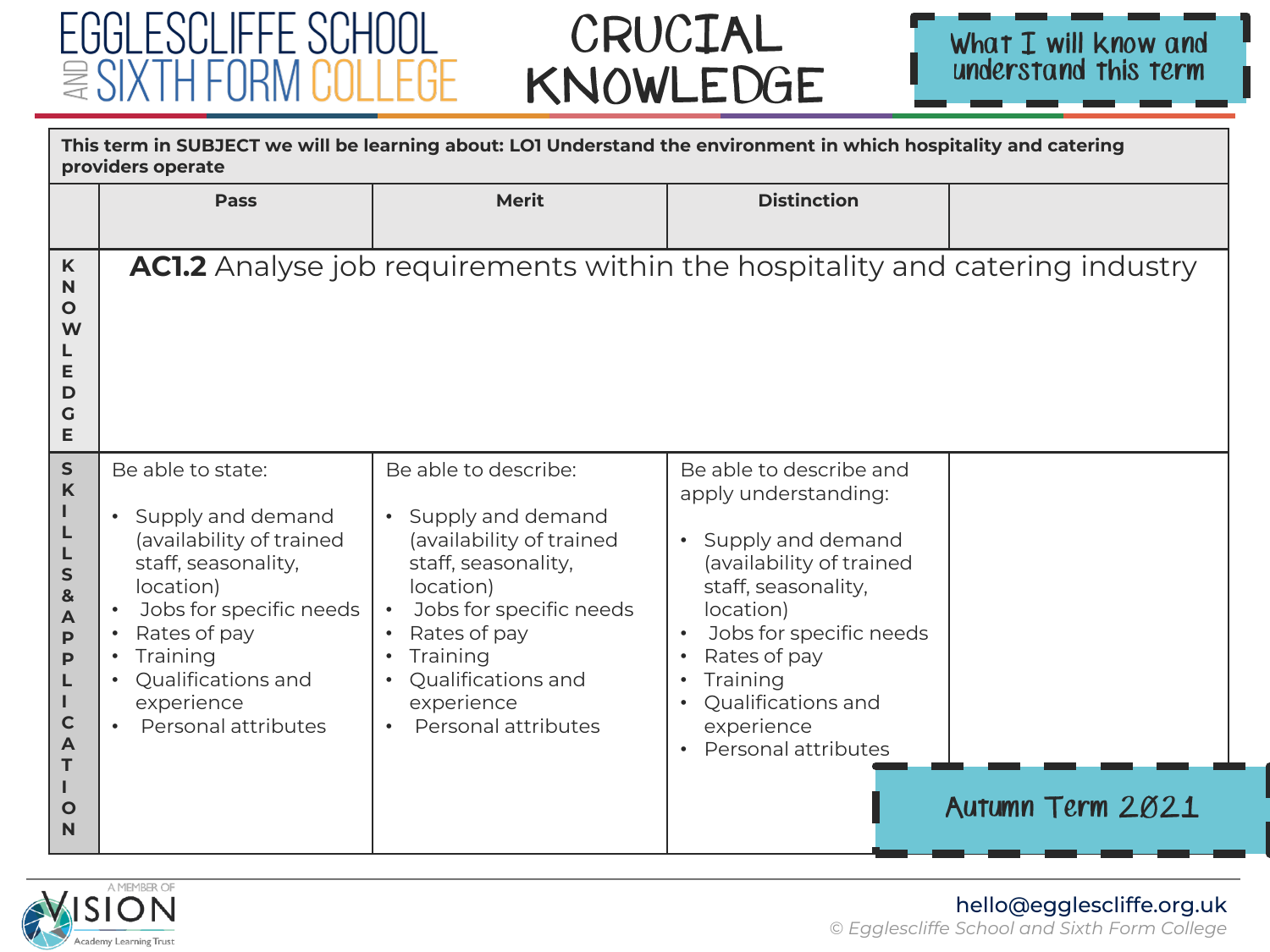# EGGLESCLIFFE SCHOOL AND SIXTH FORM COLLEGE

# CRUCIAL KNOWLEDGE

What I will know and understand this term

| This term in SUBJECT we will be learning about: LO1 Understand the environment in which hospitality and catering providers operate | | | | |
|---|---|---|---|---|
| | **Pass** | **Merit** | **Distinction** | |
| **KNOWLEDGE** | **AC1.2** Analyse job requirements within the hospitality and catering industry | | | |
| **SKILLS & APPLICATION** | Be able to state:<br>• Supply and demand (availability of trained staff, seasonality, location)<br>• Jobs for specific needs<br>• Rates of pay<br>• Training<br>• Qualifications and experience<br>• Personal attributes | Be able to describe:<br>• Supply and demand (availability of trained staff, seasonality, location)<br>• Jobs for specific needs<br>• Rates of pay<br>• Training<br>• Qualifications and experience<br>• Personal attributes | Be able to describe and apply understanding:<br>• Supply and demand (availability of trained staff, seasonality, location)<br>• Jobs for specific needs<br>• Rates of pay<br>• Training<br>• Qualifications and experience<br>• Personal attributes | |

Autumn Term 2021

A MEMBER OF VISION Academy Learning Trust

hello@egglescliffe.org.uk

*© Egglescliffe School and Sixth Form College*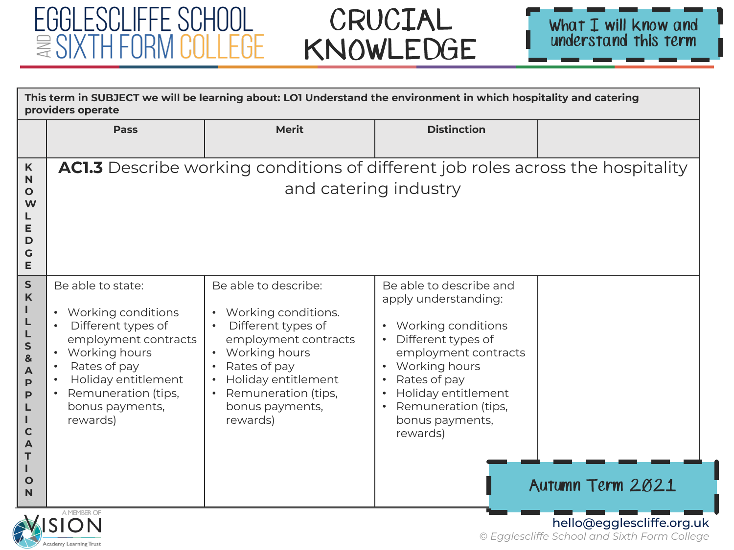# EGGLESCLIFFE SCHOOL AND SIXTH FORM COLLEGE

# CRUCIAL KNOWLEDGE

**What I will know and understand this term**

| This term in SUBJECT we will be learning about: LO1 Understand the environment in which hospitality and catering providers operate | | | | |
|---|---|---|---|---|
| | **Pass** | **Merit** | **Distinction** | |
| **KNOWLEDGE** | **AC1.3** Describe working conditions of different job roles across the hospitality and catering industry | | | |
| **SKILLS & APPLICATION** | Be able to state:<br><br>• Working conditions<br>• Different types of employment contracts<br>• Working hours<br>• Rates of pay<br>• Holiday entitlement<br>• Remuneration (tips, bonus payments, rewards) | Be able to describe:<br><br>• Working conditions.<br>• Different types of employment contracts<br>• Working hours<br>• Rates of pay<br>• Holiday entitlement<br>• Remuneration (tips, bonus payments, rewards) | Be able to describe and apply understanding:<br><br>• Working conditions<br>• Different types of employment contracts<br>• Working hours<br>• Rates of pay<br>• Holiday entitlement<br>• Remuneration (tips, bonus payments, rewards) | |

**Autumn Term 2021**

A MEMBER OF VISION Academy Learning Trust

hello@egglescliffe.org.uk

*© Egglescliffe School and Sixth Form College*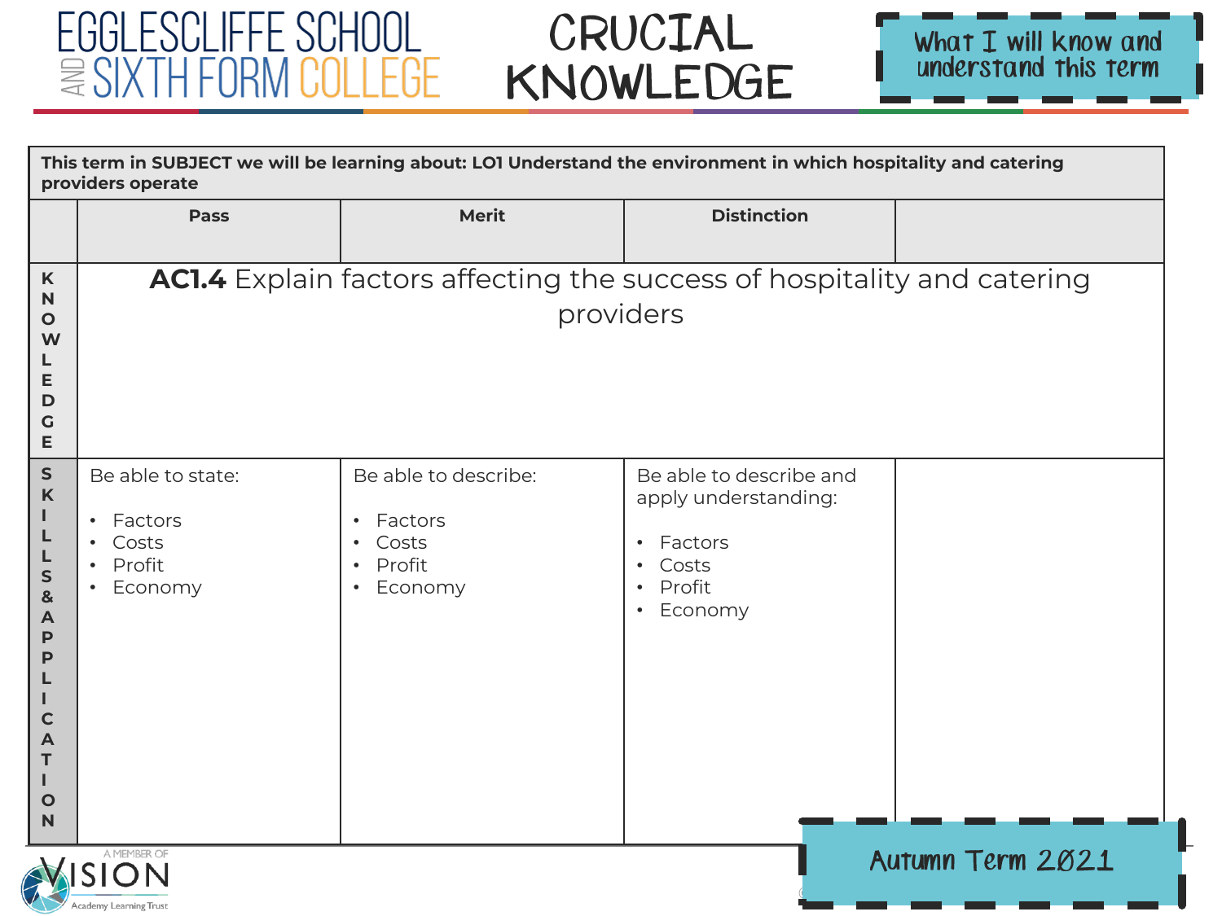# EGGLESCLIFFE SCHOOL AND SIXTH FORM COLLEGE

# CRUCIAL KNOWLEDGE

What I will know and understand this term

| This term in SUBJECT we will be learning about: LO1 Understand the environment in which hospitality and catering providers operate | | | | |
|---|---|---|---|---|
| | **Pass** | **Merit** | **Distinction** | |
| **KNOWLEDGE** | **AC1.4** Explain factors affecting the success of hospitality and catering providers | | | |
| **SKILLS & APPLICATION** | Be able to state:<br>• Factors<br>• Costs<br>• Profit<br>• Economy | Be able to describe:<br>• Factors<br>• Costs<br>• Profit<br>• Economy | Be able to describe and apply understanding:<br>• Factors<br>• Costs<br>• Profit<br>• Economy | |

A MEMBER OF VISION Academy Learning Trust

Autumn Term 2021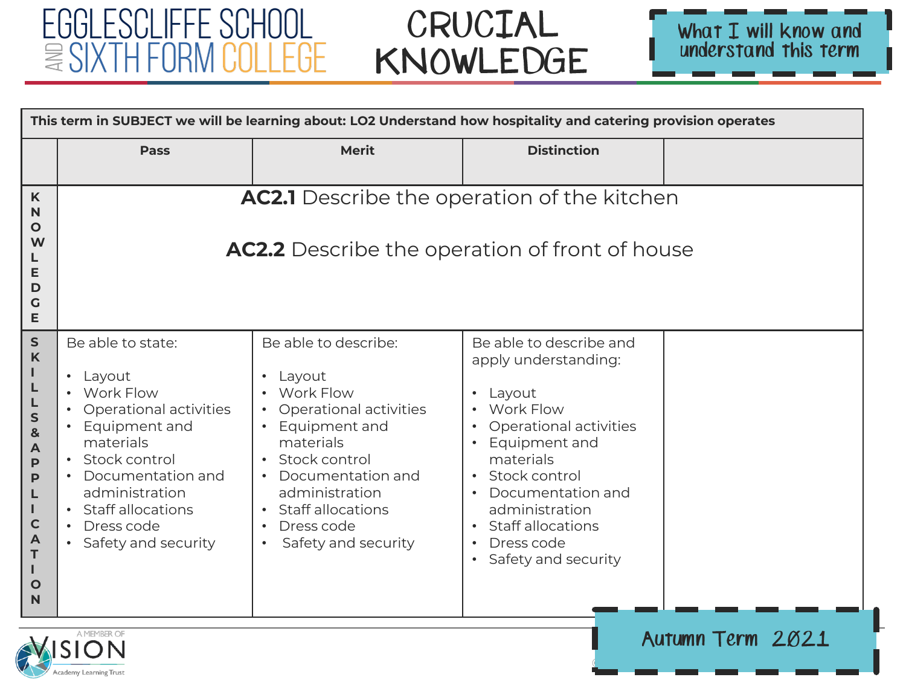# EGGLESCLIFFE SCHOOL AND SIXTH FORM COLLEGE

# CRUCIAL KNOWLEDGE

What I will know and understand this term

| This term in SUBJECT we will be learning about: LO2 Understand how hospitality and catering provision operates | | | | |
|---|---|---|---|---|
| | **Pass** | **Merit** | **Distinction** | |
| **KNOWLEDGE** | **AC2.1** Describe the operation of the kitchen<br><br>**AC2.2** Describe the operation of front of house | | | |
| **SKILLS & APPLICATION** | Be able to state:<br>• Layout<br>• Work Flow<br>• Operational activities<br>• Equipment and materials<br>• Stock control<br>• Documentation and administration<br>• Staff allocations<br>• Dress code<br>• Safety and security | Be able to describe:<br>• Layout<br>• Work Flow<br>• Operational activities<br>• Equipment and materials<br>• Stock control<br>• Documentation and administration<br>• Staff allocations<br>• Dress code<br>• Safety and security | Be able to describe and apply understanding:<br>• Layout<br>• Work Flow<br>• Operational activities<br>• Equipment and materials<br>• Stock control<br>• Documentation and administration<br>• Staff allocations<br>• Dress code<br>• Safety and security | |

A MEMBER OF VISION Academy Learning Trust

Autumn Term 2021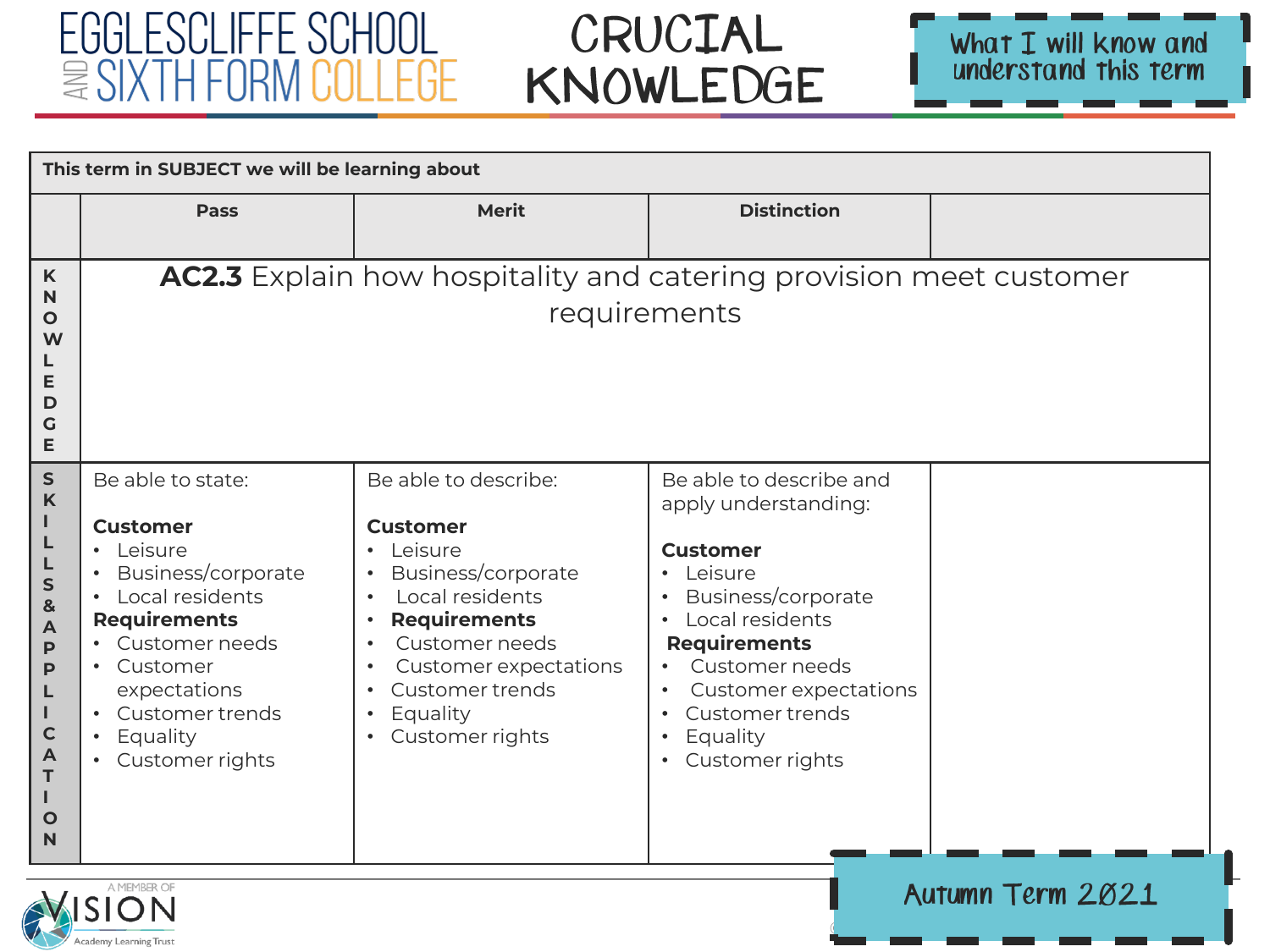# Eggle scliffe School and Sixth Form College

# CRUCIAL KNOWLEDGE

**What I will know and understand this term**

| This term in SUBJECT we will be learning about | | | | |
|---|---|---|---|---|
| | **Pass** | **Merit** | **Distinction** | |
| **KNOWLEDGE** | **AC2.3** Explain how hospitality and catering provision meet customer requirements | | | |
| **SKILLS & APPLICATION** | Be able to state:<br><br>**Customer**<br>• Leisure<br>• Business/corporate<br>• Local residents<br>**Requirements**<br>• Customer needs<br>• Customer expectations<br>• Customer trends<br>• Equality<br>• Customer rights | Be able to describe:<br><br>**Customer**<br>• Leisure<br>• Business/corporate<br>• Local residents<br>• **Requirements**<br>• Customer needs<br>• Customer expectations<br>• Customer trends<br>• Equality<br>• Customer rights | Be able to describe and apply understanding:<br><br>**Customer**<br>• Leisure<br>• Business/corporate<br>• Local residents<br>**Requirements**<br>• Customer needs<br>• Customer expectations<br>• Customer trends<br>• Equality<br>• Customer rights | |

Autumn Term 2021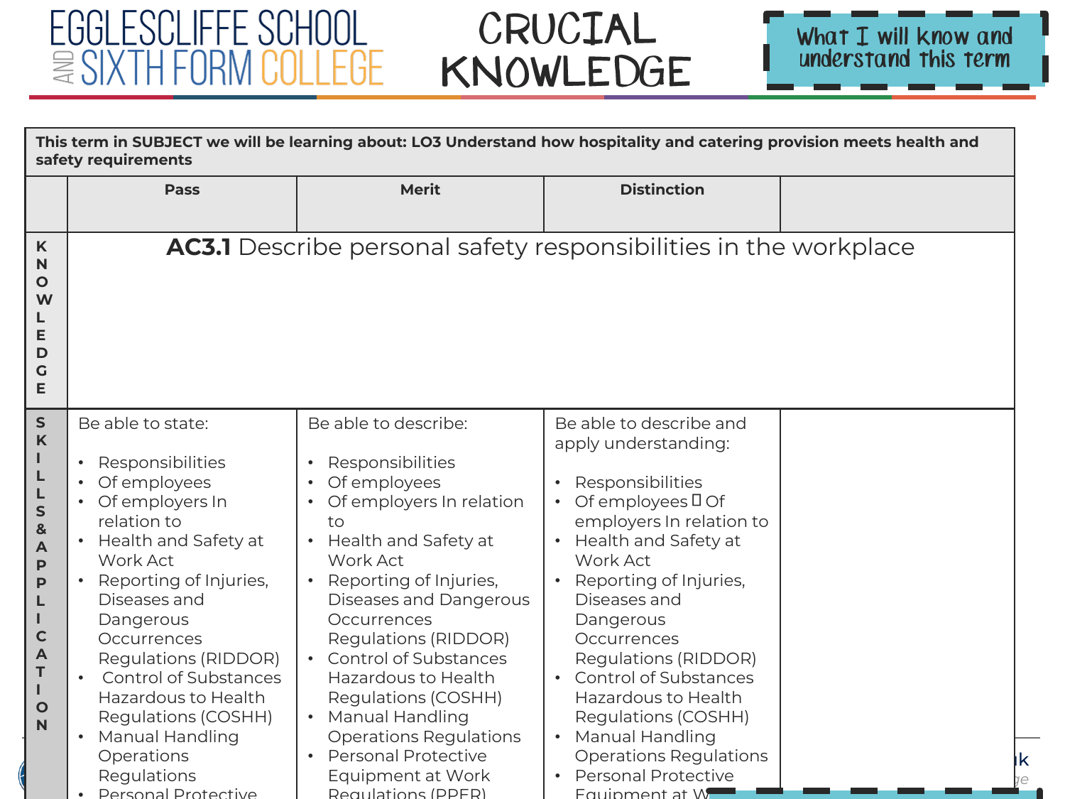# EGGLESCLIFFE SCHOOL AND SIXTH FORM COLLEGE

# CRUCIAL KNOWLEDGE

What I will know and understand this term

| This term in SUBJECT we will be learning about: LO3 Understand how hospitality and catering provision meets health and safety requirements | | | | |
|---|---|---|---|---|
| | **Pass** | **Merit** | **Distinction** | |
| **KNOWLEDGE** | **AC3.1** Describe personal safety responsibilities in the workplace | | | |
| **SKILLS & APPLICATION** | Be able to state:<br><br>• Responsibilities<br>• Of employees<br>• Of employers In relation to<br>• Health and Safety at Work Act<br>• Reporting of Injuries, Diseases and Dangerous Occurrences Regulations (RIDDOR)<br>• Control of Substances Hazardous to Health Regulations (COSHH)<br>• Manual Handling Operations Regulations<br>• Personal Protective | Be able to describe:<br><br>• Responsibilities<br>• Of employees<br>• Of employers In relation to<br>• Health and Safety at Work Act<br>• Reporting of Injuries, Diseases and Dangerous Occurrences Regulations (RIDDOR)<br>• Control of Substances Hazardous to Health Regulations (COSHH)<br>• Manual Handling Operations Regulations<br>• Personal Protective Equipment at Work Regulations (PPER) | Be able to describe and apply understanding:<br><br>• Responsibilities<br>• Of employees  Of employers In relation to<br>• Health and Safety at Work Act<br>• Reporting of Injuries, Diseases and Dangerous Occurrences Regulations (RIDDOR)<br>• Control of Substances Hazardous to Health Regulations (COSHH)<br>• Manual Handling Operations Regulations<br>• Personal Protective Equipment at W | |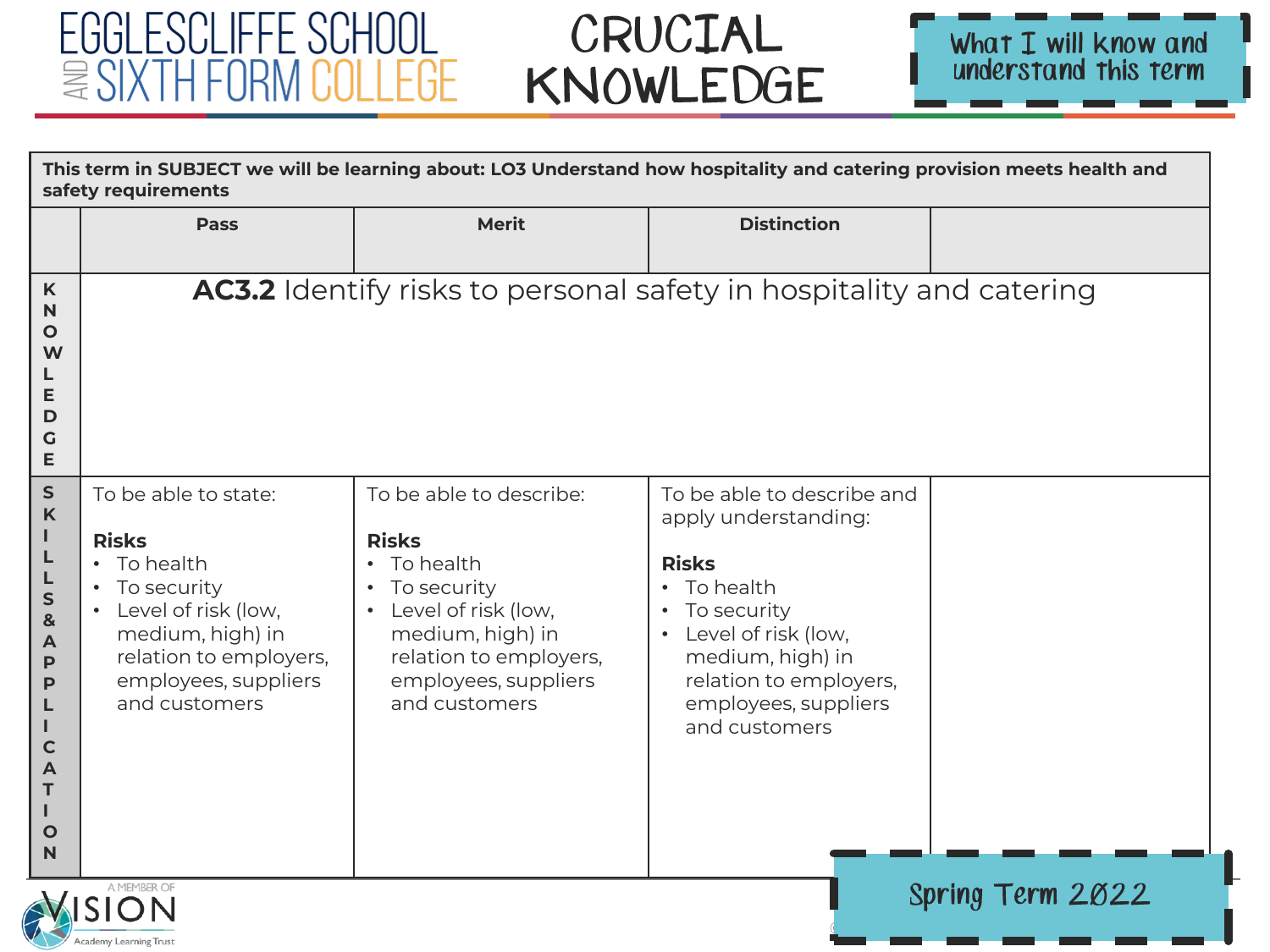# EGGLESCLIFFE SCHOOL AND SIXTH FORM COLLEGE

# CRUCIAL KNOWLEDGE

**What I will know and understand this term**

| This term in SUBJECT we will be learning about: LO3 Understand how hospitality and catering provision meets health and safety requirements | | | | |
|---|---|---|---|---|
| | **Pass** | **Merit** | **Distinction** | |
| **KNOWLEDGE** | **AC3.2** Identify risks to personal safety in hospitality and catering | | | |
| **SKILLS & APPLICATION** | To be able to state:<br><br>**Risks**<br>• To health<br>• To security<br>• Level of risk (low, medium, high) in relation to employers, employees, suppliers and customers | To be able to describe:<br><br>**Risks**<br>• To health<br>• To security<br>• Level of risk (low, medium, high) in relation to employers, employees, suppliers and customers | To be able to describe and apply understanding:<br><br>**Risks**<br>• To health<br>• To security<br>• Level of risk (low, medium, high) in relation to employers, employees, suppliers and customers | |

A MEMBER OF VISION Academy Learning Trust

**Spring Term 2022**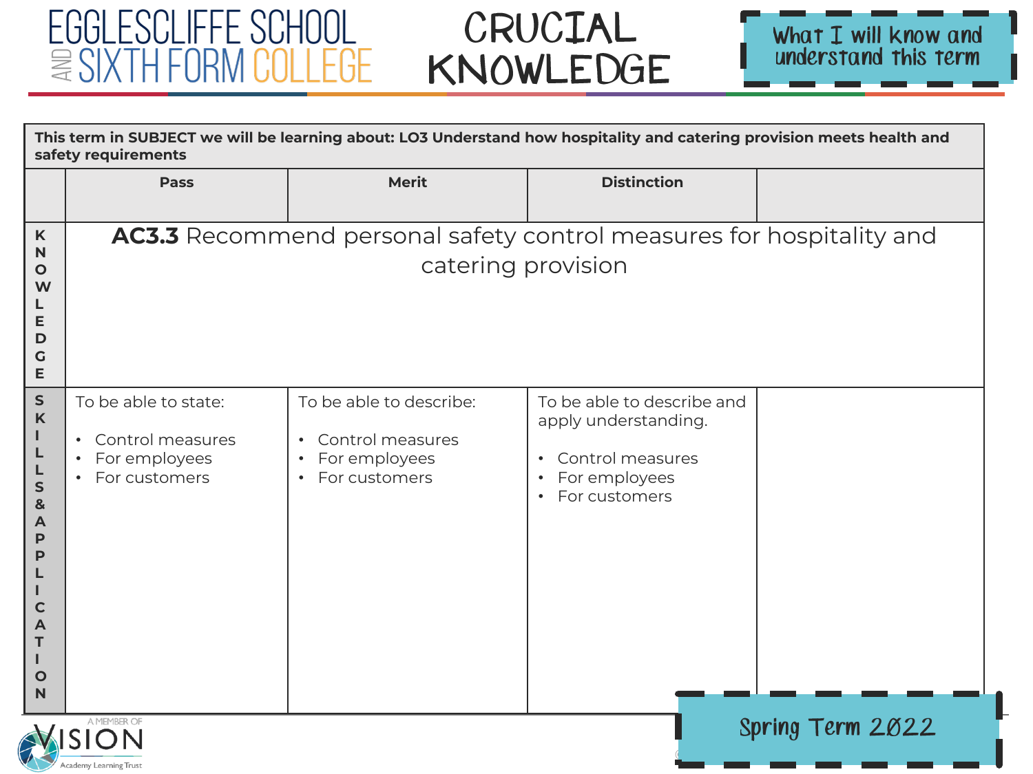# EGGLESCLIFFE SCHOOL AND SIXTH FORM COLLEGE

# CRUCIAL KNOWLEDGE

What I will know and understand this term

| This term in SUBJECT we will be learning about: LO3 Understand how hospitality and catering provision meets health and safety requirements | | | | |
|---|---|---|---|---|
| | **Pass** | **Merit** | **Distinction** | |
| **KNOWLEDGE** | **AC3.3** Recommend personal safety control measures for hospitality and catering provision | | | |
| **SKILLS & APPLICATION** | To be able to state:<br>• Control measures<br>• For employees<br>• For customers | To be able to describe:<br>• Control measures<br>• For employees<br>• For customers | To be able to describe and apply understanding.<br>• Control measures<br>• For employees<br>• For customers | |

A MEMBER OF VISION Academy Learning Trust

Spring Term 2022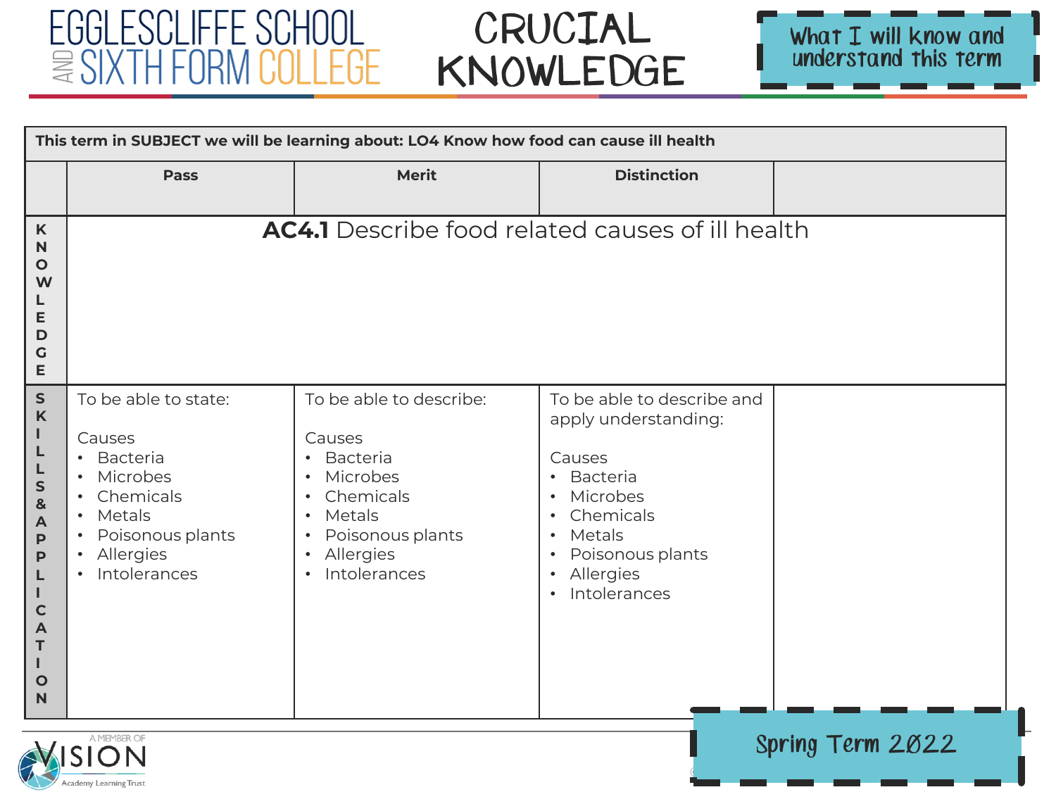# EGGLESCLIFFE SCHOOL AND SIXTH FORM COLLEGE

# CRUCIAL KNOWLEDGE

**What I will know and understand this term**

| This term in SUBJECT we will be learning about: LO4 Know how food can cause ill health | | | | |
|---|---|---|---|---|
| | **Pass** | **Merit** | **Distinction** | |
| **KNOWLEDGE** | **AC4.1** Describe food related causes of ill health | | | |
| **SKILLS & APPLICATION** | To be able to state:<br><br>Causes<br>• Bacteria<br>• Microbes<br>• Chemicals<br>• Metals<br>• Poisonous plants<br>• Allergies<br>• Intolerances | To be able to describe:<br><br>Causes<br>• Bacteria<br>• Microbes<br>• Chemicals<br>• Metals<br>• Poisonous plants<br>• Allergies<br>• Intolerances | To be able to describe and apply understanding:<br><br>Causes<br>• Bacteria<br>• Microbes<br>• Chemicals<br>• Metals<br>• Poisonous plants<br>• Allergies<br>• Intolerances | |

A MEMBER OF VISION Academy Learning Trust

Spring Term 2022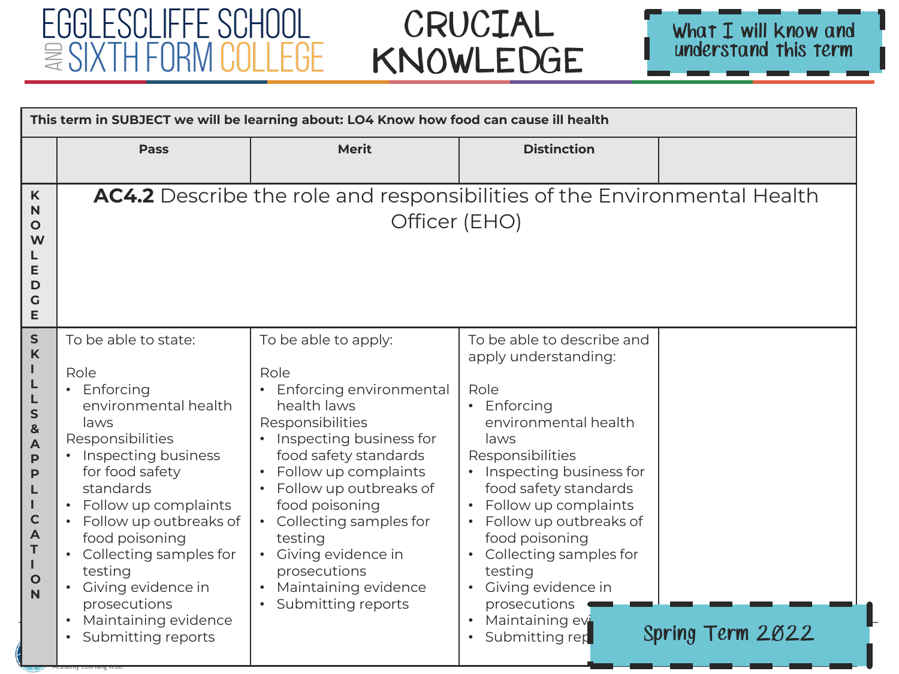# EGGLESCLIFFE SCHOOL AND SIXTH FORM COLLEGE

# CRUCIAL KNOWLEDGE

What I will know and understand this term

| This term in SUBJECT we will be learning about: LO4 Know how food can cause ill health | | | | |
|---|---|---|---|---|
| | **Pass** | **Merit** | **Distinction** | |
| **KNOWLEDGE** | **AC4.2** Describe the role and responsibilities of the Environmental Health Officer (EHO) | | | |
| **SKILLS & APPLICATION** | To be able to state:<br><br>Role<br>• Enforcing environmental health laws<br>Responsibilities<br>• Inspecting business for food safety standards<br>• Follow up complaints<br>• Follow up outbreaks of food poisoning<br>• Collecting samples for testing<br>• Giving evidence in prosecutions<br>• Maintaining evidence<br>• Submitting reports | To be able to apply:<br><br>Role<br>• Enforcing environmental health laws<br>Responsibilities<br>• Inspecting business for food safety standards<br>• Follow up complaints<br>• Follow up outbreaks of food poisoning<br>• Collecting samples for testing<br>• Giving evidence in prosecutions<br>• Maintaining evidence<br>• Submitting reports | To be able to describe and apply understanding:<br><br>Role<br>• Enforcing environmental health laws<br>Responsibilities<br>• Inspecting business for food safety standards<br>• Follow up complaints<br>• Follow up outbreaks of food poisoning<br>• Collecting samples for testing<br>• Giving evidence in prosecutions<br>• Maintaining evi<br>• Submitting rep | |

Spring Term 2022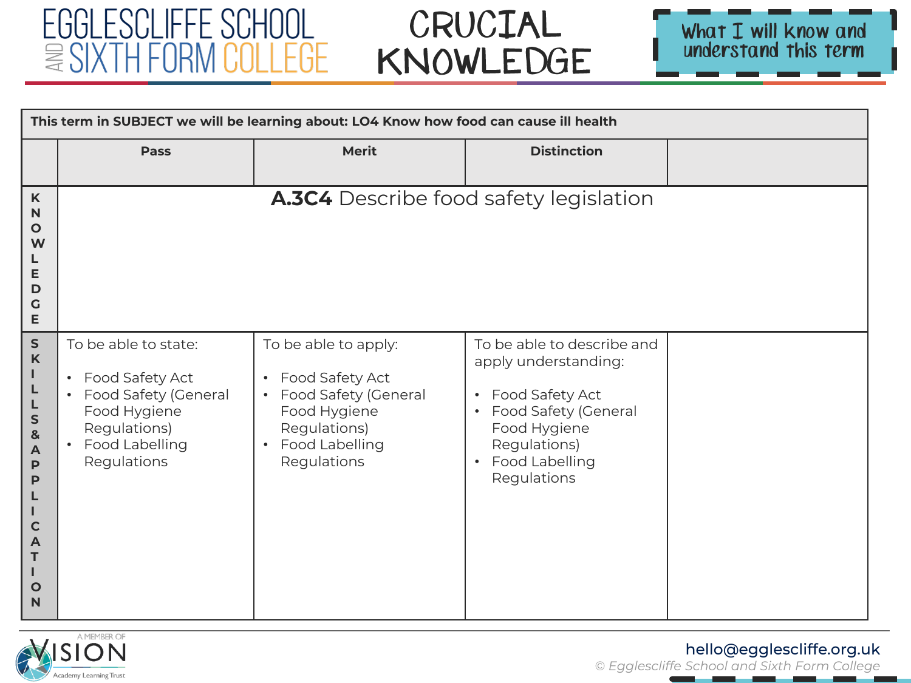# EGGLESCLIFFE SCHOOL AND SIXTH FORM COLLEGE

# CRUCIAL KNOWLEDGE

**What I will know and understand this term**

| This term in SUBJECT we will be learning about: LO4 Know how food can cause ill health | | | | |
|---|---|---|---|---|
| | **Pass** | **Merit** | **Distinction** | |
| **KNOWLEDGE** | **A.3C4** Describe food safety legislation | | | |
| **SKILLS & APPLICATION** | To be able to state:<br><br>• Food Safety Act<br>• Food Safety (General Food Hygiene Regulations)<br>• Food Labelling Regulations | To be able to apply:<br><br>• Food Safety Act<br>• Food Safety (General Food Hygiene Regulations)<br>• Food Labelling Regulations | To be able to describe and apply understanding:<br><br>• Food Safety Act<br>• Food Safety (General Food Hygiene Regulations)<br>• Food Labelling Regulations | |

A MEMBER OF VISION Academy Learning Trust

hello@egglescliffe.org.uk

*© Egglescliffe School and Sixth Form College*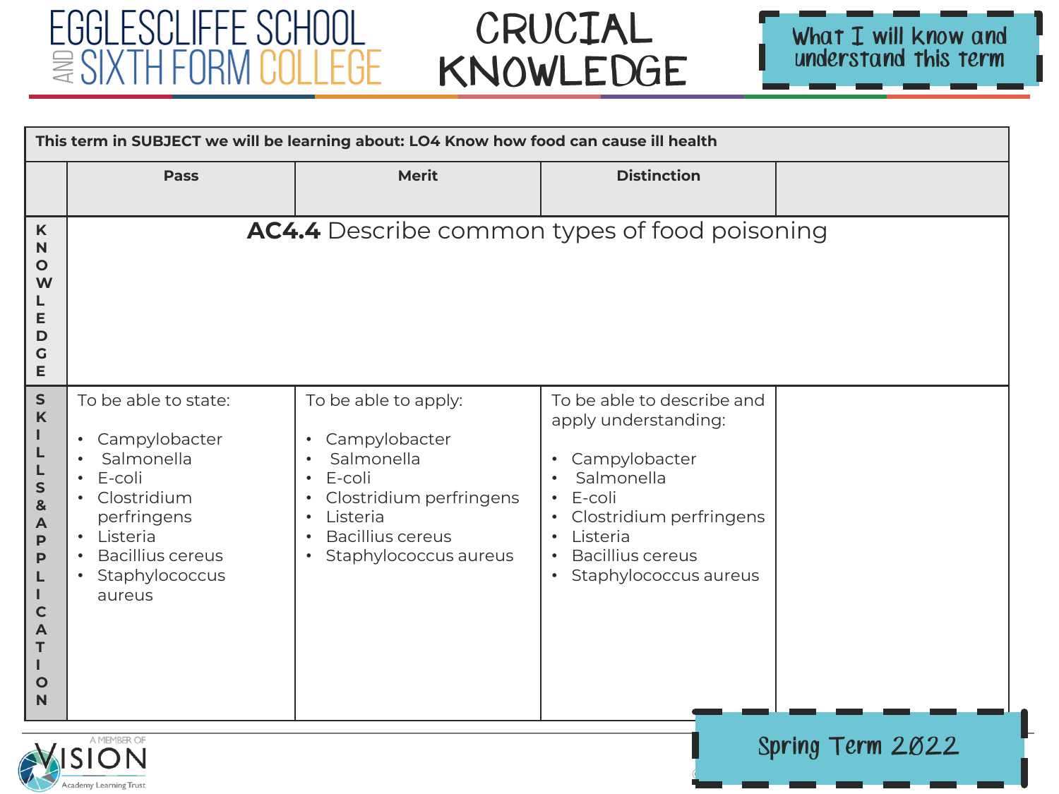# EGGLESCLIFFE SCHOOL AND SIXTH FORM COLLEGE

# CRUCIAL KNOWLEDGE

**What I will know and understand this term**

| This term in SUBJECT we will be learning about: LO4 Know how food can cause ill health | | | | |
|---|---|---|---|---|
| | **Pass** | **Merit** | **Distinction** | |
| **KNOWLEDGE** | **AC4.4** Describe common types of food poisoning | | | |
| **SKILLS & APPLICATION** | To be able to state:<br><br>• Campylobacter<br>• Salmonella<br>• E-coli<br>• Clostridium perfringens<br>• Listeria<br>• Bacillius cereus<br>• Staphylococcus aureus | To be able to apply:<br><br>• Campylobacter<br>• Salmonella<br>• E-coli<br>• Clostridium perfringens<br>• Listeria<br>• Bacillius cereus<br>• Staphylococcus aureus | To be able to describe and apply understanding:<br><br>• Campylobacter<br>• Salmonella<br>• E-coli<br>• Clostridium perfringens<br>• Listeria<br>• Bacillius cereus<br>• Staphylococcus aureus | |

A MEMBER OF VISION Academy Learning Trust

Spring Term 2022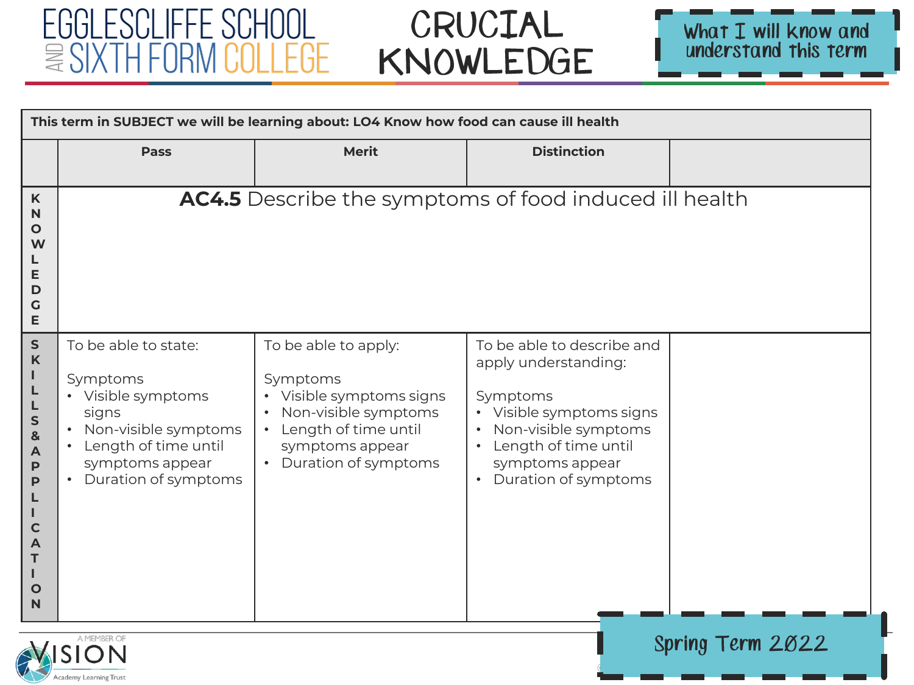# CRUCIAL KNOWLEDGE

**What I will know and understand this term**

| This term in SUBJECT we will be learning about: LO4 Know how food can cause ill health | | | | |
|---|---|---|---|---|
| | **Pass** | **Merit** | **Distinction** | |
| **KNOWLEDGE** | **AC4.5** Describe the symptoms of food induced ill health | | | |
| **SKILLS & APPLICATION** | To be able to state:<br><br>Symptoms<br>• Visible symptoms signs<br>• Non-visible symptoms<br>• Length of time until symptoms appear<br>• Duration of symptoms | To be able to apply:<br><br>Symptoms<br>• Visible symptoms signs<br>• Non-visible symptoms<br>• Length of time until symptoms appear<br>• Duration of symptoms | To be able to describe and apply understanding:<br><br>Symptoms<br>• Visible symptoms signs<br>• Non-visible symptoms<br>• Length of time until symptoms appear<br>• Duration of symptoms | |

Spring Term 2022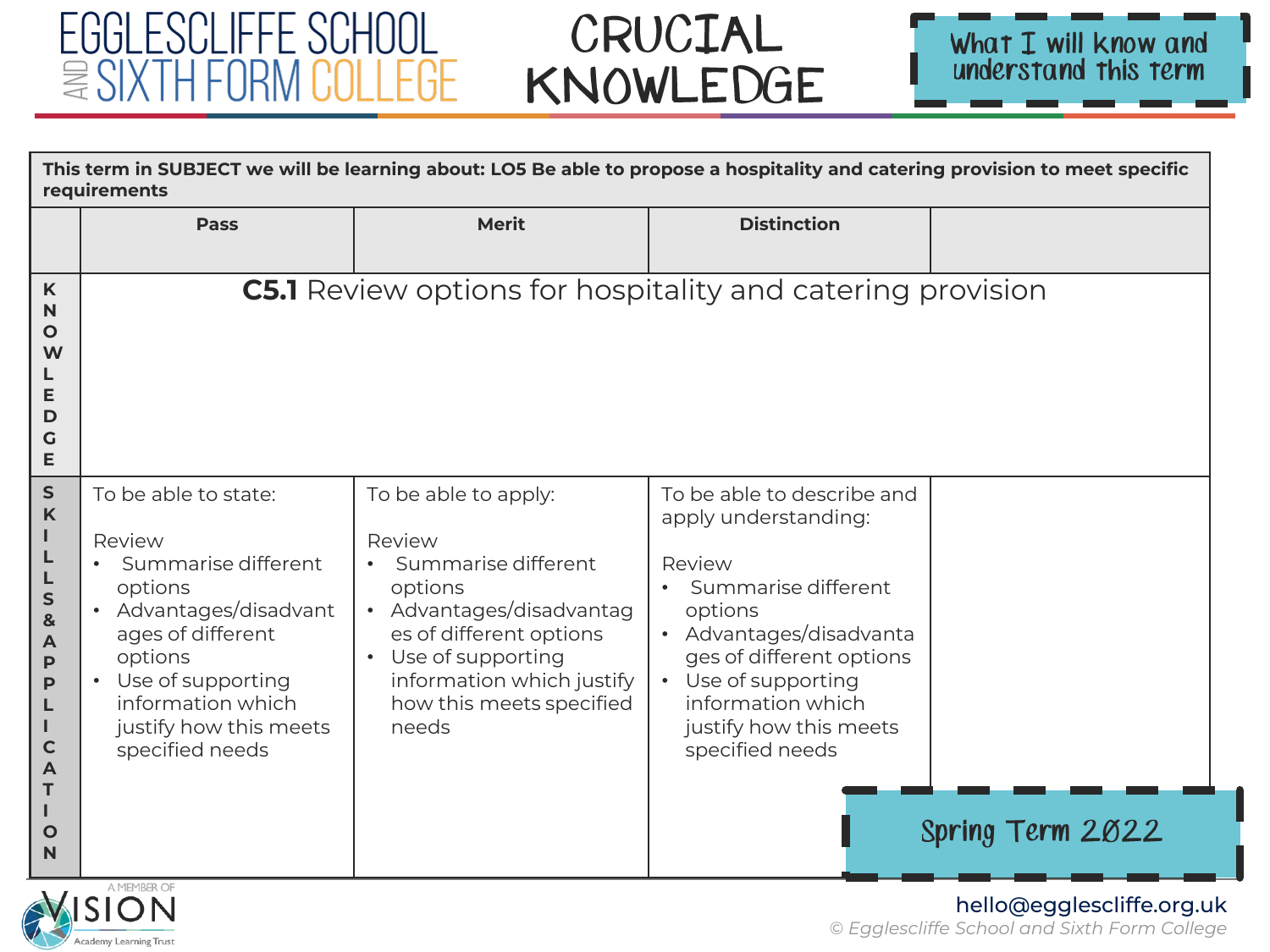# EGGLESCLIFFE SCHOOL AND SIXTH FORM COLLEGE

# CRUCIAL KNOWLEDGE

**What I will know and understand this term**

| This term in SUBJECT we will be learning about: LO5 Be able to propose a hospitality and catering provision to meet specific requirements | | | | |
|---|---|---|---|---|
| | **Pass** | **Merit** | **Distinction** | |
| **KNOWLEDGE** | **C5.1** Review options for hospitality and catering provision | | | |
| **SKILLS & APPLICATION** | To be able to state:<br><br>Review<br>• Summarise different options<br>• Advantages/disadvantages of different options<br>• Use of supporting information which justify how this meets specified needs | To be able to apply:<br><br>Review<br>• Summarise different options<br>• Advantages/disadvantages of different options<br>• Use of supporting information which justify how this meets specified needs | To be able to describe and apply understanding:<br><br>Review<br>• Summarise different options<br>• Advantages/disadvantages of different options<br>• Use of supporting information which justify how this meets specified needs | |

**Spring Term 2022**

A MEMBER OF VISION Academy Learning Trust

hello@egglescliffe.org.uk

*© Egglescliffe School and Sixth Form College*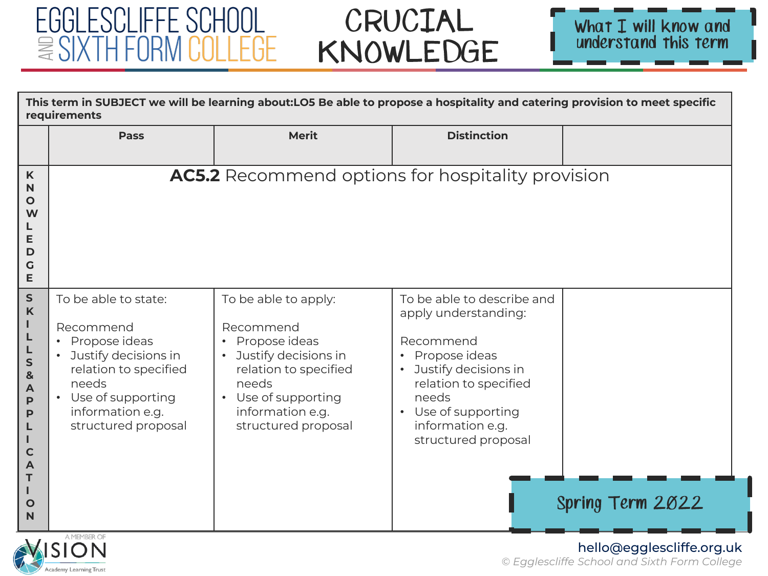EGGLESCLIFFE SCHOOL AND SIXTH FORM COLLEGE

# CRUCIAL KNOWLEDGE

What I will know and understand this term

| This term in SUBJECT we will be learning about:LO5 Be able to propose a hospitality and catering provision to meet specific requirements | | | | |
|---|---|---|---|---|
| | **Pass** | **Merit** | **Distinction** | |
| KNOWLEDGE | **AC5.2** Recommend options for hospitality provision | | | |
| SKILLS & APPLICATION | To be able to state:<br><br>Recommend<br>• Propose ideas<br>• Justify decisions in relation to specified needs<br>• Use of supporting information e.g. structured proposal | To be able to apply:<br><br>Recommend<br>• Propose ideas<br>• Justify decisions in relation to specified needs<br>• Use of supporting information e.g. structured proposal | To be able to describe and apply understanding:<br><br>Recommend<br>• Propose ideas<br>• Justify decisions in relation to specified needs<br>• Use of supporting information e.g. structured proposal | |

Spring Term 2022

A MEMBER OF VISION Academy Learning Trust

hello@egglescliffe.org.uk

© Egglescliffe School and Sixth Form College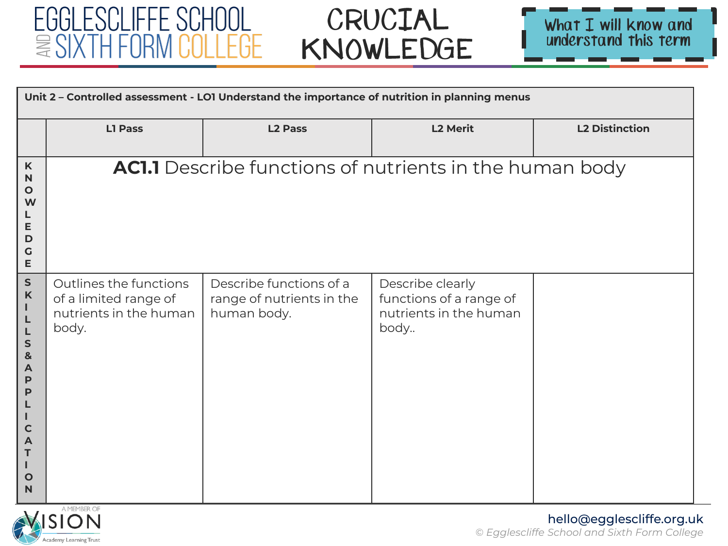# CRUCIAL KNOWLEDGE

What I will know and understand this term

| Unit 2 – Controlled assessment - LO1 Understand the importance of nutrition in planning menus | | | | |
|---|---|---|---|---|
| | **L1 Pass** | **L2 Pass** | **L2 Merit** | **L2 Distinction** |
| **KNOWLEDGE** | **AC1.1** Describe functions of nutrients in the human body | | | |
| **SKILLS & APPLICATION** | Outlines the functions of a limited range of nutrients in the human body. | Describe functions of a range of nutrients in the human body. | Describe clearly functions of a range of nutrients in the human body.. | |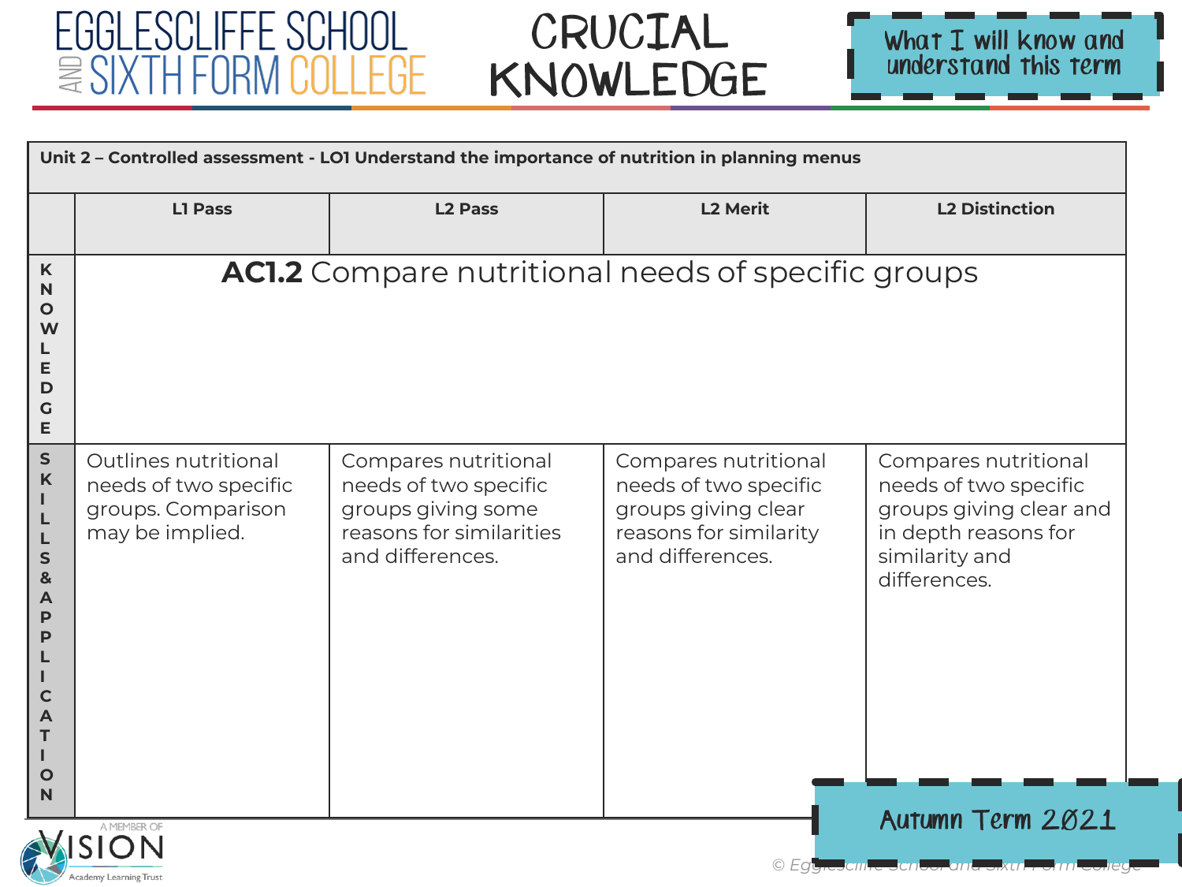# EGGLESCLIFFE SCHOOL AND SIXTH FORM COLLEGE

# CRUCIAL KNOWLEDGE

What I will know and understand this term

| Unit 2 – Controlled assessment - LO1 Understand the importance of nutrition in planning menus | | | | |
|---|---|---|---|---|
| | **L1 Pass** | **L2 Pass** | **L2 Merit** | **L2 Distinction** |
| **KNOWLEDGE** | **AC1.2** Compare nutritional needs of specific groups | | | |
| **SKILLS & APPLICATION** | Outlines nutritional needs of two specific groups. Comparison may be implied. | Compares nutritional needs of two specific groups giving some reasons for similarities and differences. | Compares nutritional needs of two specific groups giving clear reasons for similarity and differences. | Compares nutritional needs of two specific groups giving clear and in depth reasons for similarity and differences. |

Autumn Term 2021

A MEMBER OF VISION Academy Learning Trust

© Egglescliffe School and Sixth Form College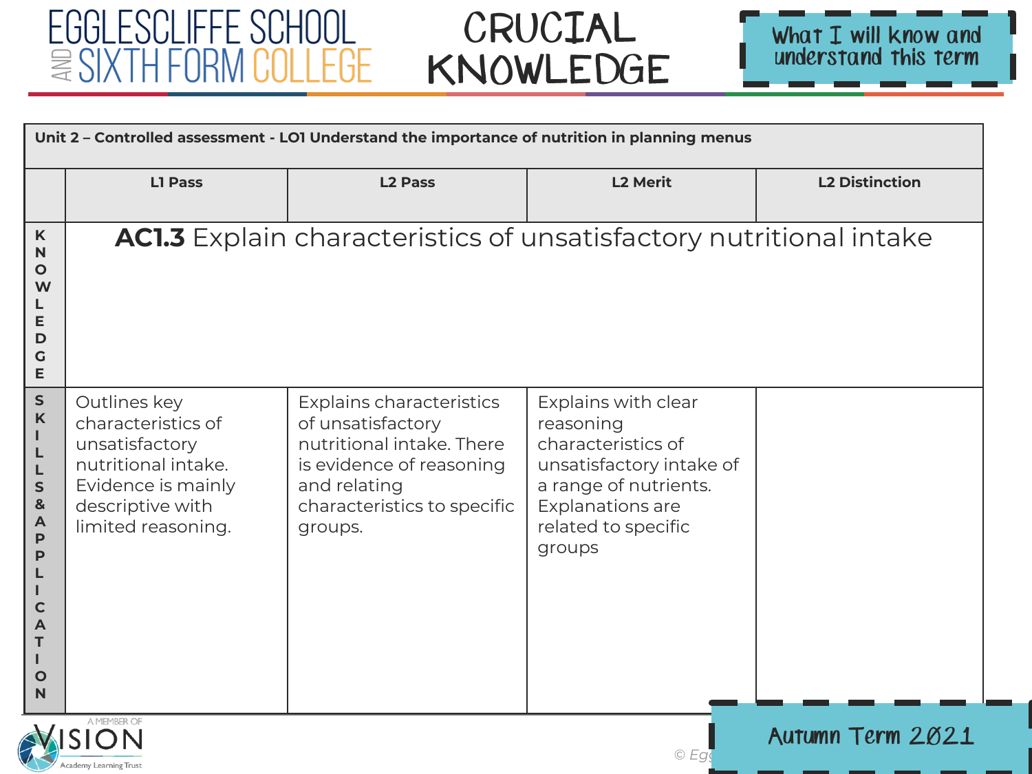# CRUCIAL KNOWLEDGE

What I will know and understand this term

| Unit 2 – Controlled assessment - LO1 Understand the importance of nutrition in planning menus | | | | |
|---|---|---|---|---|
| | L1 Pass | L2 Pass | L2 Merit | L2 Distinction |
| KNOWLEDGE | **AC1.3** Explain characteristics of unsatisfactory nutritional intake | | | |
| SKILLS & APPLICATION | Outlines key characteristics of unsatisfactory nutritional intake. Evidence is mainly descriptive with limited reasoning. | Explains characteristics of unsatisfactory nutritional intake. There is evidence of reasoning and relating characteristics to specific groups. | Explains with clear reasoning characteristics of unsatisfactory intake of a range of nutrients. Explanations are related to specific groups | |

Autumn Term 2021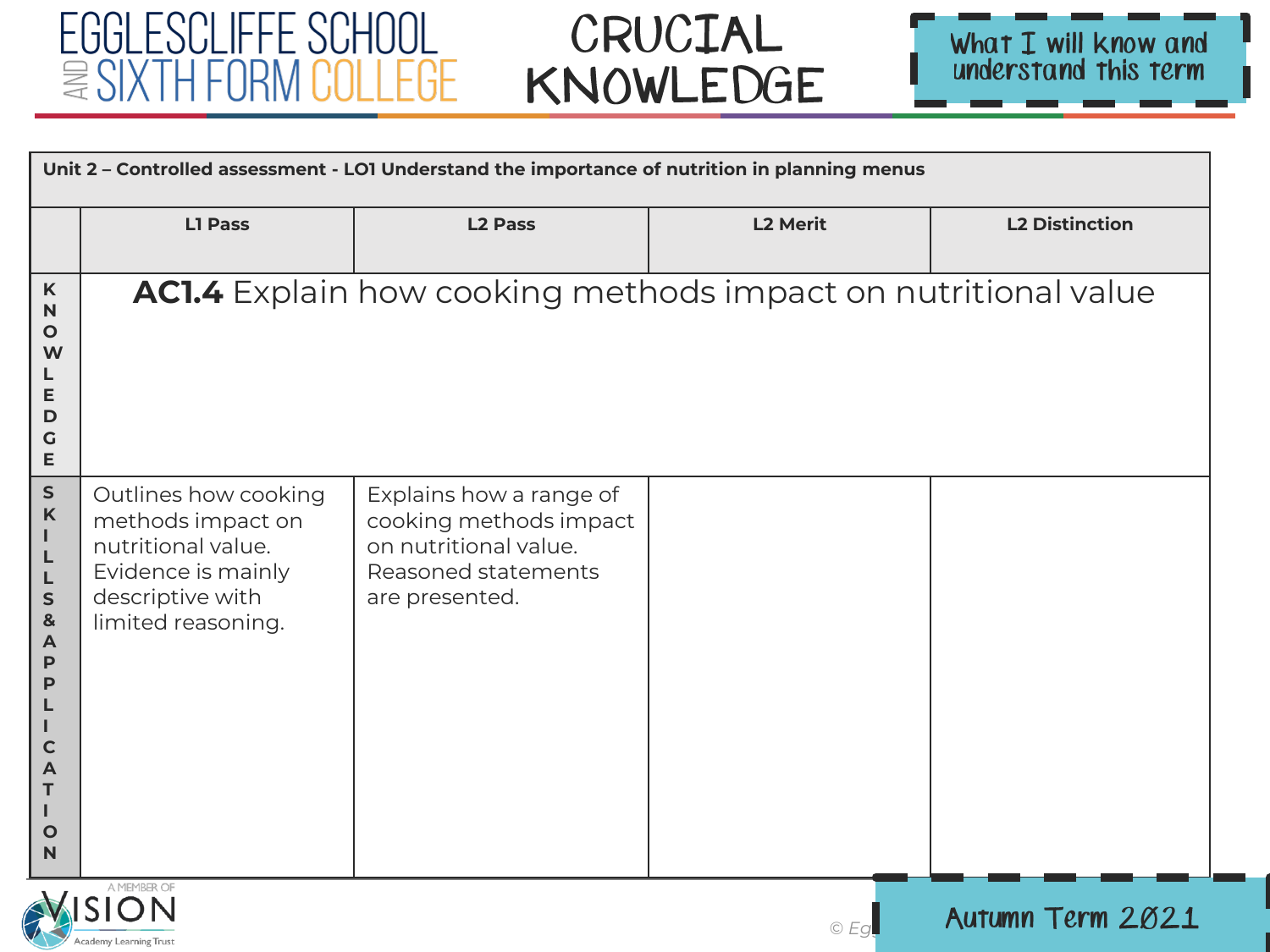# CRUCIAL KNOWLEDGE

What I will know and understand this term

| Unit 2 – Controlled assessment - LO1 Understand the importance of nutrition in planning menus | | | | |
|---|---|---|---|---|
| | **L1 Pass** | **L2 Pass** | **L2 Merit** | **L2 Distinction** |
| **KNOWLEDGE** | **AC1.4** Explain how cooking methods impact on nutritional value | | | |
| **SKILLS & APPLICATION** | Outlines how cooking methods impact on nutritional value. Evidence is mainly descriptive with limited reasoning. | Explains how a range of cooking methods impact on nutritional value. Reasoned statements are presented. | | |

Autumn Term 2021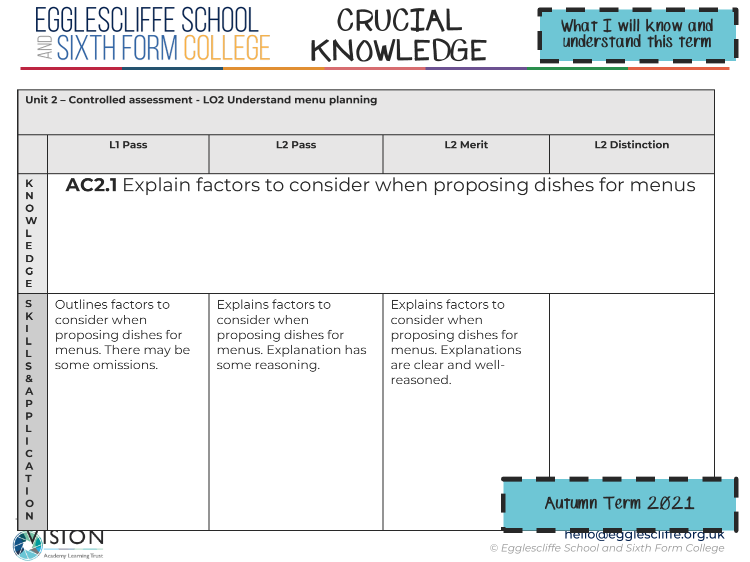# CRUCIAL KNOWLEDGE

What I will know and understand this term

| Unit 2 – Controlled assessment - LO2 Understand menu planning | | | | |
|---|---|---|---|---|
| | **L1 Pass** | **L2 Pass** | **L2 Merit** | **L2 Distinction** |
| **KNOWLEDGE** | **AC2.1** Explain factors to consider when proposing dishes for menus | | | |
| **SKILLS & APPLICATION** | Outlines factors to consider when proposing dishes for menus. There may be some omissions. | Explains factors to consider when proposing dishes for menus. Explanation has some reasoning. | Explains factors to consider when proposing dishes for menus. Explanations are clear and well-reasoned. | |

Autumn Term 2021

hello@egglescliffe.org.uk

© Egglescliffe School and Sixth Form College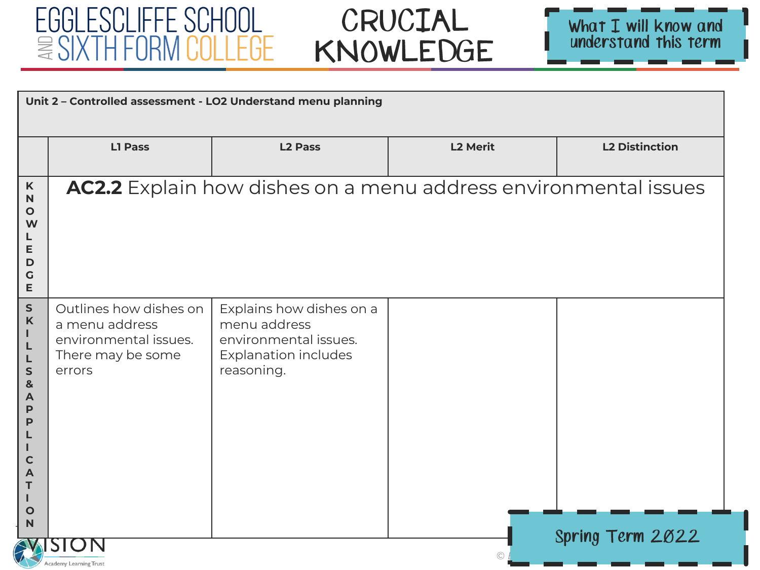# CRUCIAL KNOWLEDGE

What I will know and understand this term

| Unit 2 – Controlled assessment - LO2 Understand menu planning | | | | |
|---|---|---|---|---|
| | **L1 Pass** | **L2 Pass** | **L2 Merit** | **L2 Distinction** |
| **KNOWLEDGE** | **AC2.2** Explain how dishes on a menu address environmental issues | | | |
| **SKILLS & APPLICATION** | Outlines how dishes on a menu address environmental issues. There may be some errors | Explains how dishes on a menu address environmental issues. Explanation includes reasoning. | | |

Spring Term 2022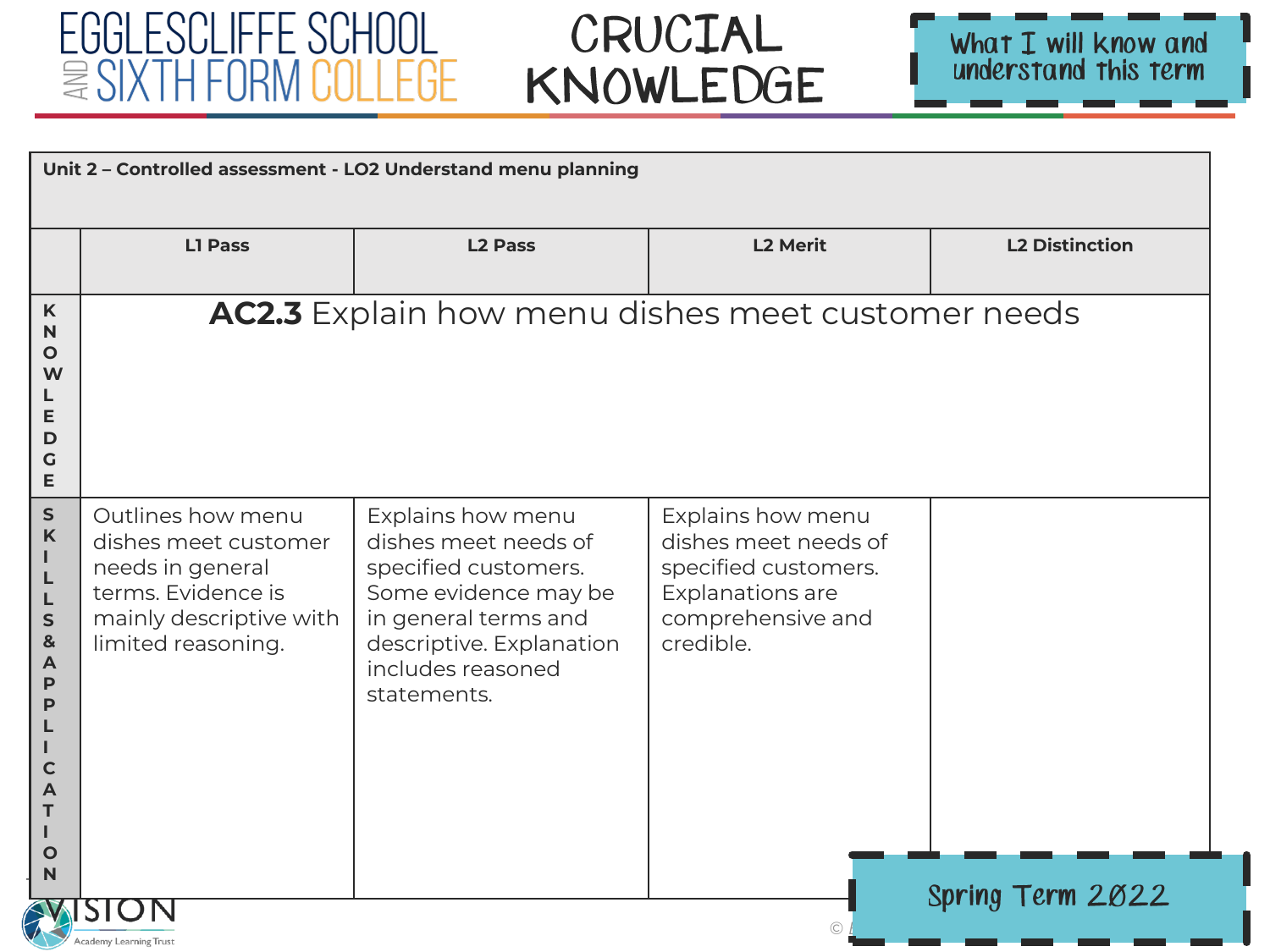# EGGLESCLIFFE SCHOOL AND SIXTH FORM COLLEGE

# CRUCIAL KNOWLEDGE

What I will know and understand this term

| Unit 2 – Controlled assessment - LO2 Understand menu planning | | | | |
|---|---|---|---|---|
| | **L1 Pass** | **L2 Pass** | **L2 Merit** | **L2 Distinction** |
| **KNOWLEDGE** | **AC2.3** Explain how menu dishes meet customer needs | | | |
| **SKILLS & APPLICATION** | Outlines how menu dishes meet customer needs in general terms. Evidence is mainly descriptive with limited reasoning. | Explains how menu dishes meet needs of specified customers. Some evidence may be in general terms and descriptive. Explanation includes reasoned statements. | Explains how menu dishes meet needs of specified customers. Explanations are comprehensive and credible. | |

Spring Term 2022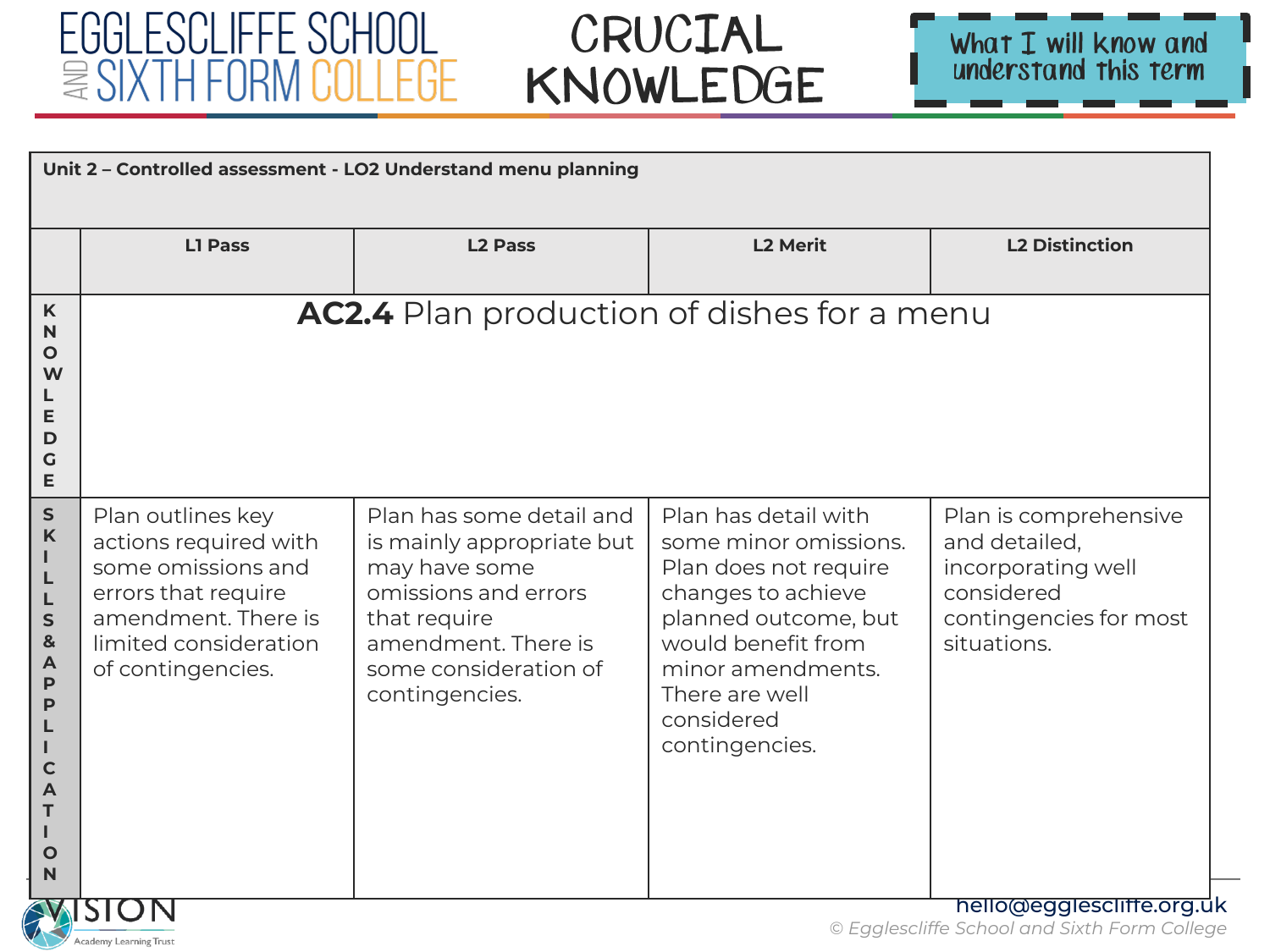# CRUCIAL KNOWLEDGE

**What I will know and understand this term**

| Unit 2 – Controlled assessment - LO2 Understand menu planning | | | | |
|---|---|---|---|---|
| | **L1 Pass** | **L2 Pass** | **L2 Merit** | **L2 Distinction** |
| **KNOWLEDGE** | **AC2.4** Plan production of dishes for a menu | | | |
| **SKILLS & APPLICATION** | Plan outlines key actions required with some omissions and errors that require amendment. There is limited consideration of contingencies. | Plan has some detail and is mainly appropriate but may have some omissions and errors that require amendment. There is some consideration of contingencies. | Plan has detail with some minor omissions. Plan does not require changes to achieve planned outcome, but would benefit from minor amendments. There are well considered contingencies. | Plan is comprehensive and detailed, incorporating well considered contingencies for most situations. |

hello@egglescliffe.org.uk

© Egglescliffe School and Sixth Form College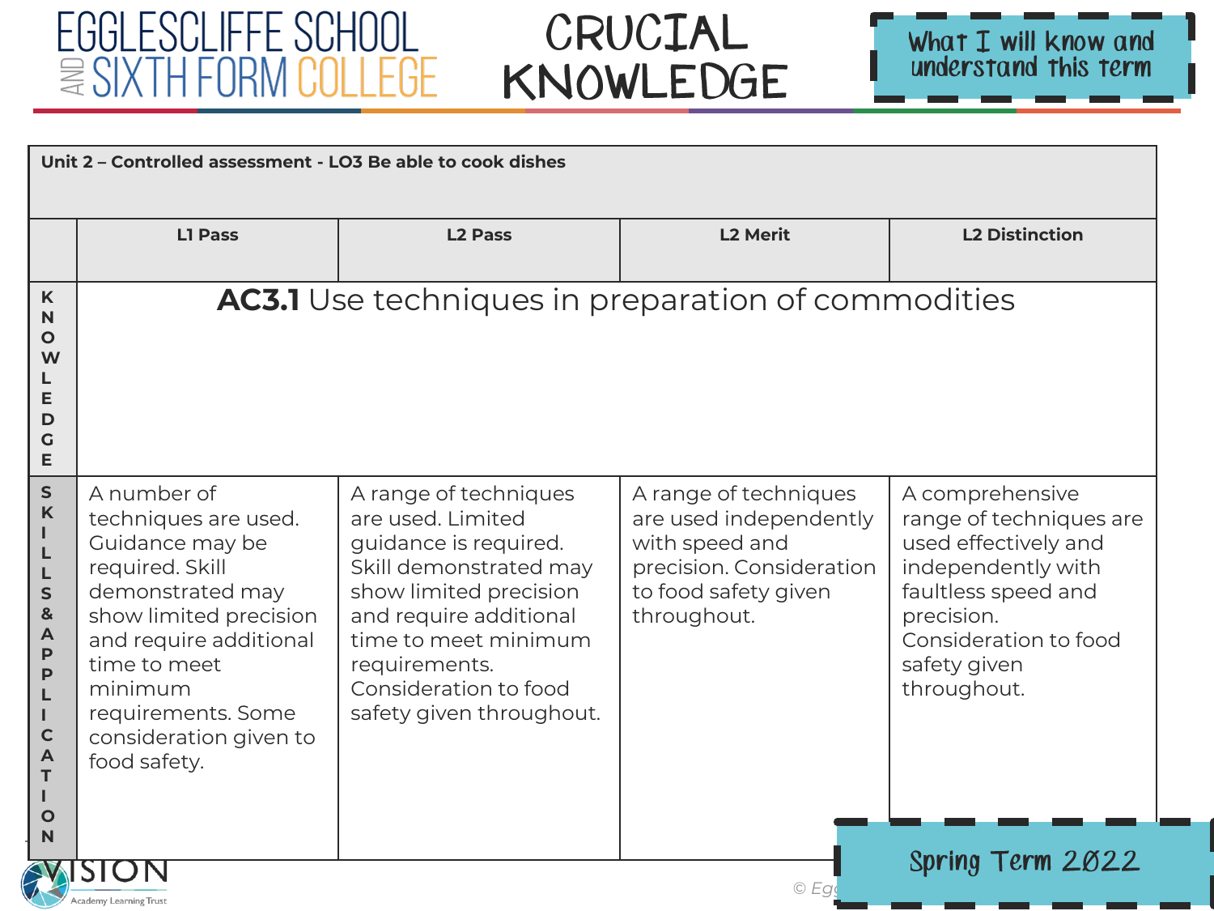# CRUCIAL KNOWLEDGE

What I will know and understand this term

| Unit 2 – Controlled assessment - LO3 Be able to cook dishes | | | | |
|---|---|---|---|---|
| | **L1 Pass** | **L2 Pass** | **L2 Merit** | **L2 Distinction** |
| **KNOWLEDGE** | **AC3.1** Use techniques in preparation of commodities | | | |
| **SKILLS & APPLICATION** | A number of techniques are used. Guidance may be required. Skill demonstrated may show limited precision and require additional time to meet minimum requirements. Some consideration given to food safety. | A range of techniques are used. Limited guidance is required. Skill demonstrated may show limited precision and require additional time to meet minimum requirements. Consideration to food safety given throughout. | A range of techniques are used independently with speed and precision. Consideration to food safety given throughout. | A comprehensive range of techniques are used effectively and independently with faultless speed and precision. Consideration to food safety given throughout. |

Spring Term 2022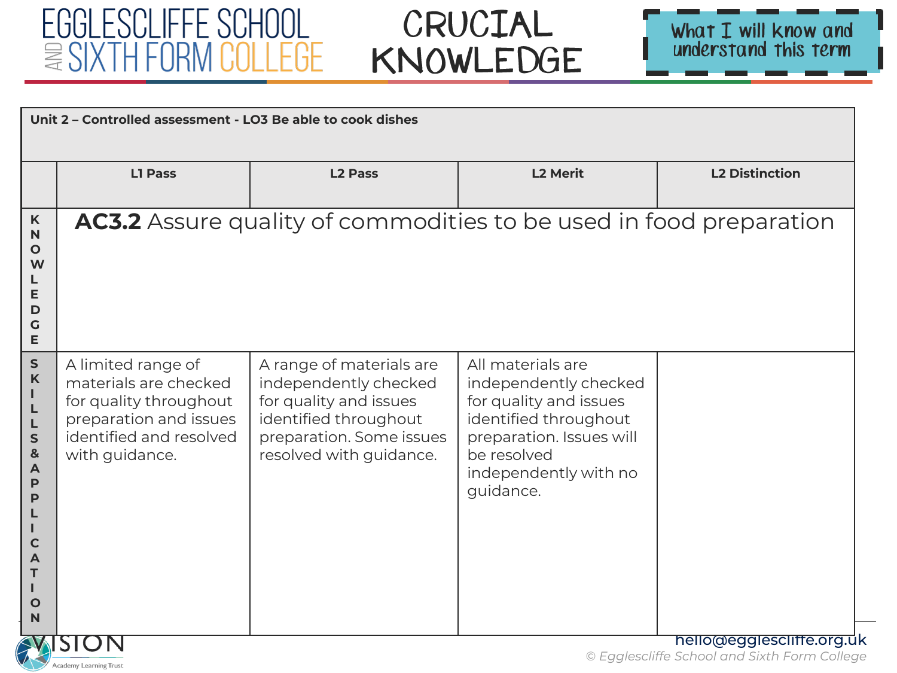# CRUCIAL KNOWLEDGE

What I will know and understand this term

| Unit 2 – Controlled assessment - LO3 Be able to cook dishes | | | | |
|---|---|---|---|---|
| | **L1 Pass** | **L2 Pass** | **L2 Merit** | **L2 Distinction** |
| **KNOWLEDGE** | **AC3.2** Assure quality of commodities to be used in food preparation | | | |
| **SKILLS & APPLICATION** | A limited range of materials are checked for quality throughout preparation and issues identified and resolved with guidance. | A range of materials are independently checked for quality and issues identified throughout preparation. Some issues resolved with guidance. | All materials are independently checked for quality and issues identified throughout preparation. Issues will be resolved independently with no guidance. | |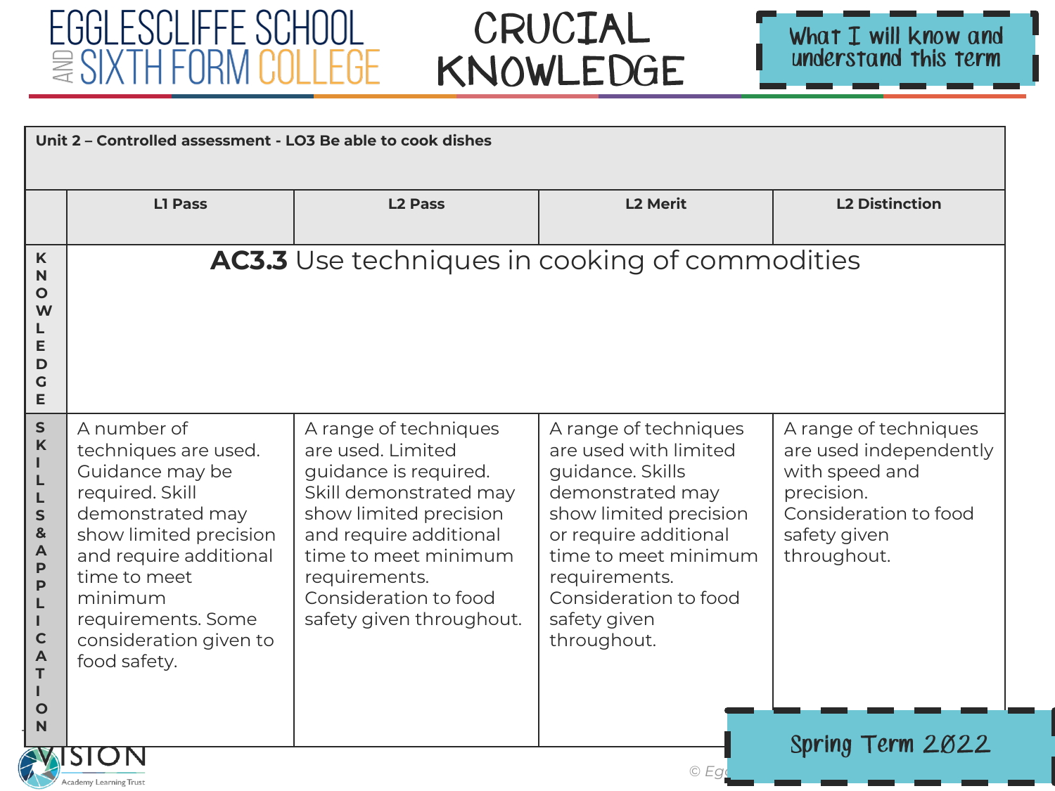# CRUCIAL KNOWLEDGE

What I will know and understand this term

| Unit 2 – Controlled assessment - LO3 Be able to cook dishes | | | | |
|---|---|---|---|---|
| | **L1 Pass** | **L2 Pass** | **L2 Merit** | **L2 Distinction** |
| **KNOWLEDGE** | **AC3.3** Use techniques in cooking of commodities | | | |
| **SKILLS & APPLICATION** | A number of techniques are used. Guidance may be required. Skill demonstrated may show limited precision and require additional time to meet minimum requirements. Some consideration given to food safety. | A range of techniques are used. Limited guidance is required. Skill demonstrated may show limited precision and require additional time to meet minimum requirements. Consideration to food safety given throughout. | A range of techniques are used with limited guidance. Skills demonstrated may show limited precision or require additional time to meet minimum requirements. Consideration to food safety given throughout. | A range of techniques are used independently with speed and precision. Consideration to food safety given throughout. |

Spring Term 2022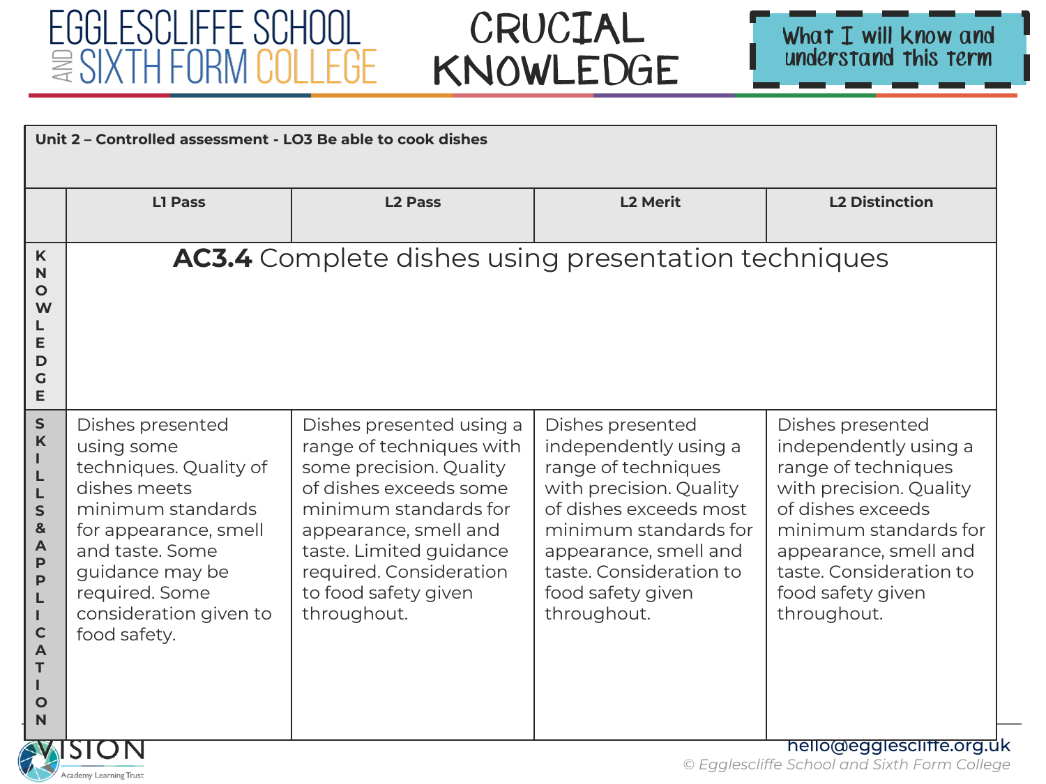# CRUCIAL KNOWLEDGE

What I will know and understand this term

| Unit 2 – Controlled assessment - LO3 Be able to cook dishes | | | | |
|---|---|---|---|---|
| | **L1 Pass** | **L2 Pass** | **L2 Merit** | **L2 Distinction** |
| **KNOWLEDGE** | **AC3.4** Complete dishes using presentation techniques | | | |
| **SKILLS & APPLICATION** | Dishes presented using some techniques. Quality of dishes meets minimum standards for appearance, smell and taste. Some guidance may be required. Some consideration given to food safety. | Dishes presented using a range of techniques with some precision. Quality of dishes exceeds some minimum standards for appearance, smell and taste. Limited guidance required. Consideration to food safety given throughout. | Dishes presented independently using a range of techniques with precision. Quality of dishes exceeds most minimum standards for appearance, smell and taste. Consideration to food safety given throughout. | Dishes presented independently using a range of techniques with precision. Quality of dishes exceeds minimum standards for appearance, smell and taste. Consideration to food safety given throughout. |

hello@egglescliffe.org.uk

© Egglescliffe School and Sixth Form College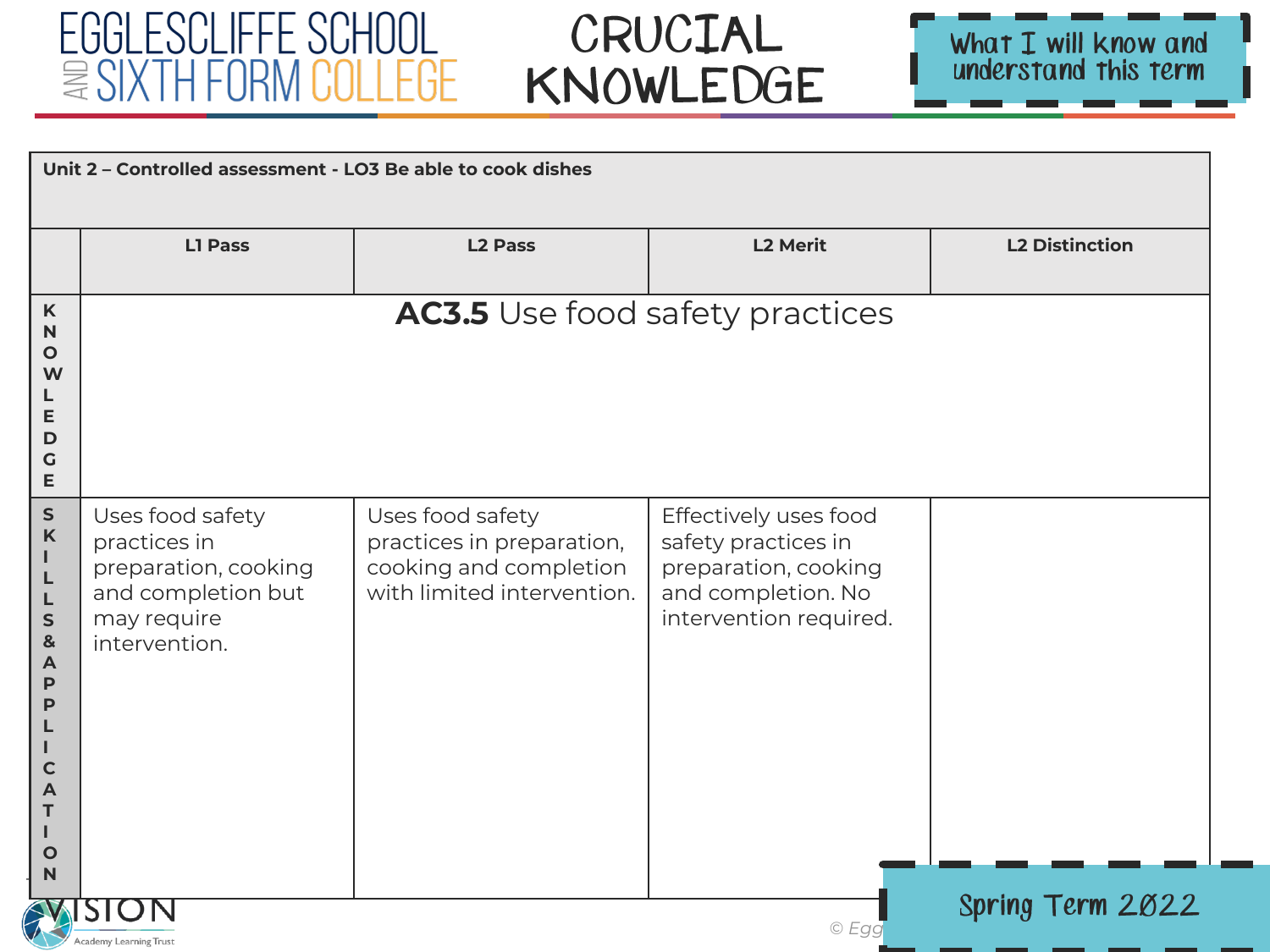# CRUCIAL KNOWLEDGE

What I will know and understand this term

| Unit 2 – Controlled assessment - LO3 Be able to cook dishes | | | | |
|---|---|---|---|---|
| | **L1 Pass** | **L2 Pass** | **L2 Merit** | **L2 Distinction** |
| **KNOWLEDGE** | **AC3.5** Use food safety practices | | | |
| **SKILLS & APPLICATION** | Uses food safety practices in preparation, cooking and completion but may require intervention. | Uses food safety practices in preparation, cooking and completion with limited intervention. | Effectively uses food safety practices in preparation, cooking and completion. No intervention required. | |

Spring Term 2022